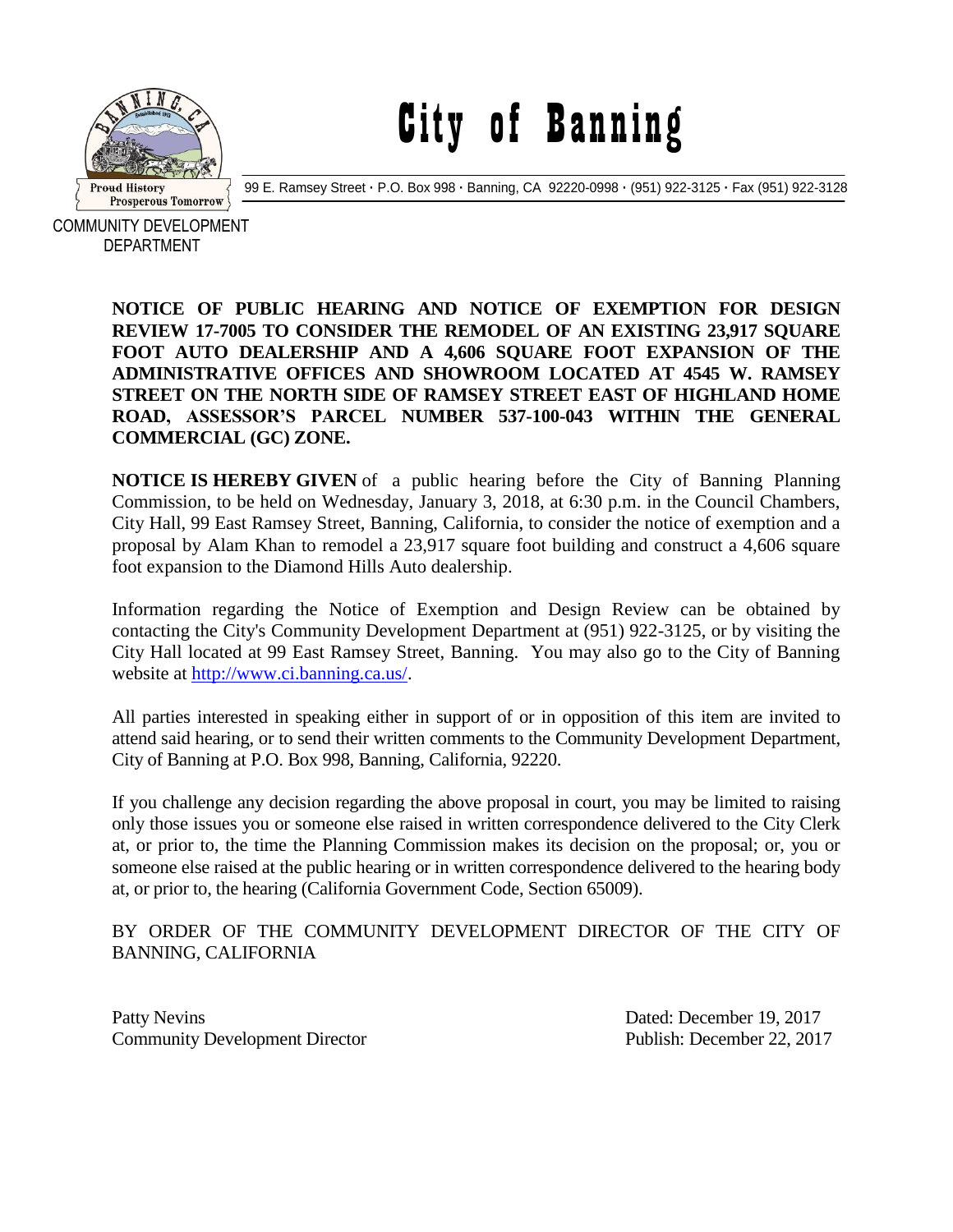# City of Banning

99 E. Ramsey Street · P.O. Box 998 · Banning, CA 92220-0998 · (951) 922-3125 · Fax (951) 922-3128

COMMUNITY DEVELOPMENT DEPARTMENT

**NOTICE OF PUBLIC HEARING AND NOTICE OF EXEMPTION FOR DESIGN REVIEW 17-7005 TO CONSIDER THE REMODEL OF AN EXISTING 23,917 SQUARE FOOT AUTO DEALERSHIP AND A 4,606 SQUARE FOOT EXPANSION OF THE ADMINISTRATIVE OFFICES AND SHOWROOM LOCATED AT 4545 W. RAMSEY STREET ON THE NORTH SIDE OF RAMSEY STREET EAST OF HIGHLAND HOME ROAD, ASSESSOR'S PARCEL NUMBER 537-100-043 WITHIN THE GENERAL COMMERCIAL (GC) ZONE.**

**NOTICE IS HEREBY GIVEN** of a public hearing before the City of Banning Planning Commission, to be held on Wednesday, January 3, 2018, at 6:30 p.m. in the Council Chambers, City Hall, 99 East Ramsey Street, Banning, California, to consider the notice of exemption and a proposal by Alam Khan to remodel a 23,917 square foot building and construct a 4,606 square foot expansion to the Diamond Hills Auto dealership.

Information regarding the Notice of Exemption and Design Review can be obtained by contacting the City's Community Development Department at (951) 922-3125, or by visiting the City Hall located at 99 East Ramsey Street, Banning. You may also go to the City of Banning website at http://www.ci.banning.ca.us/.

All parties interested in speaking either in support of or in opposition of this item are invited to attend said hearing, or to send their written comments to the Community Development Department, City of Banning at P.O. Box 998, Banning, California, 92220.

If you challenge any decision regarding the above proposal in court, you may be limited to raising only those issues you or someone else raised in written correspondence delivered to the City Clerk at, or prior to, the time the Planning Commission makes its decision on the proposal; or, you or someone else raised at the public hearing or in written correspondence delivered to the hearing body at, or prior to, the hearing (California Government Code, Section 65009).

BY ORDER OF THE COMMUNITY DEVELOPMENT DIRECTOR OF THE CITY OF BANNING, CALIFORNIA

Patty Nevins
Community Development Director

Dated: December 19, 2017
Publish: December 22, 2017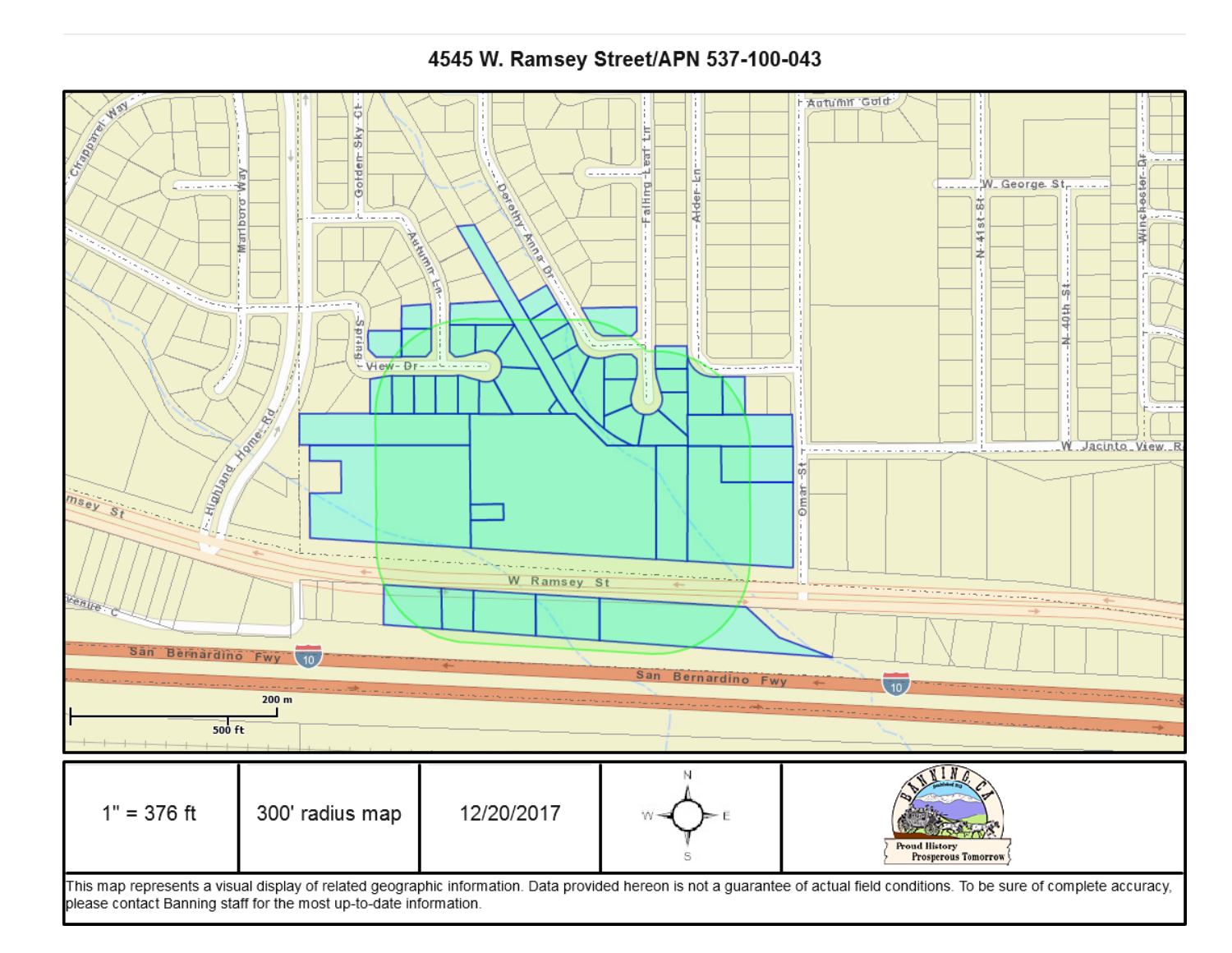# 4545 W. Ramsey Street/APN 537-100-043

Chapparal Way
Marlboro Way
Golden Sky Ct
Autumn Ln
Dorothy Anna Dr
Falling Leaf Ln
Alder Ln
Autumn Gold
W. George St
N 41st St
N 40th St
Winchester Dr
Spring
View Dr
Highland Home Rd
Ramsey St
W Ramsey St
Omar St
W Jacinto View Rd
San Bernardino Fwy
10
200 m
500 ft

| | | | | |
|---|---|---|---|---|
| 1" = 376 ft | 300' radius map | 12/20/2017 | N W E S | Banning, CA — Proud History Prosperous Tomorrow |

This map represents a visual display of related geographic information. Data provided hereon is not a guarantee of actual field conditions. To be sure of complete accuracy, please contact Banning staff for the most up-to-date information.